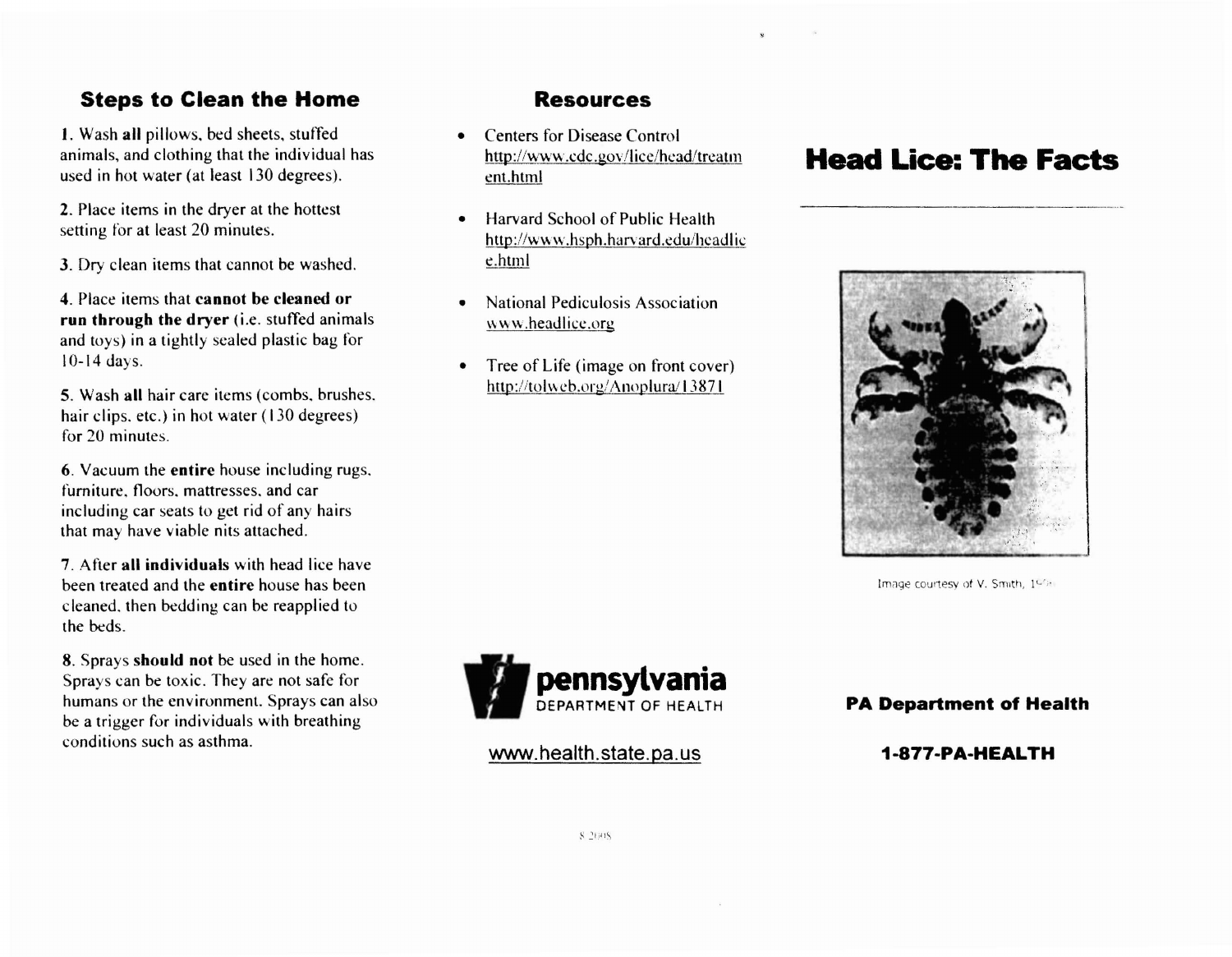## Steps to Clean the Home

**1**. Wash **all** pillows, bed sheets, stuffed animals, and clothing that the individual has used in hot water (at least 130 degrees).

**2**. Place items in the dryer at the hottest setting for at least 20 minutes.

**3**. Dry clean items that cannot be washed.

**4**. Place items that **cannot be cleaned or run through the dryer** (i.e. stuffed animals and toys) in a tightly sealed plastic bag for 10-14 days.

**5**. Wash **all** hair care items (combs, brushes, hair clips, etc.) in hot water (130 degrees) for 20 minutes.

**6**. Vacuum the **entire** house including rugs, furniture, floors, mattresses, and car including car seats to get rid of any hairs that may have viable nits attached.

**7**. After **all individuals** with head lice have been treated and the **entire** house has been cleaned, then bedding can be reapplied to the beds.

**8**. Sprays **should not** be used in the home. Sprays can be toxic. They are not safe for humans or the environment. Sprays can also be a trigger for individuals with breathing conditions such as asthma.

## Resources

- Centers for Disease Control
  http://www.cdc.gov/lice/head/treatment.html
- Harvard School of Public Health
  http://www.hsph.harvard.edu/headlice.html
- National Pediculosis Association
  www.headlice.org
- Tree of Life (image on front cover)
  http://tolweb.org/Anoplura/13871

pennsylvania
DEPARTMENT OF HEALTH

www.health.state.pa.us

8 2008

# Head Lice: The Facts

Image courtesy of V. Smith, 19..

**PA Department of Health**

**1-877-PA-HEALTH**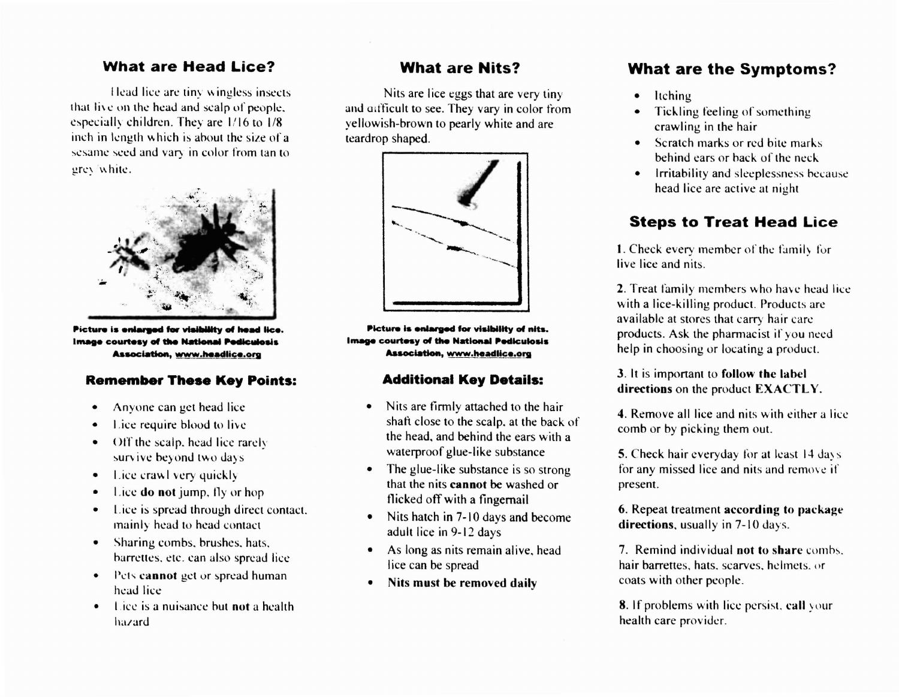## What are Head Lice?

Head lice are tiny wingless insects that live on the head and scalp of people, especially children. They are 1/16 to 1/8 inch in length which is about the size of a sesame seed and vary in color from tan to grey white.

**Picture is enlarged for visibility of head lice. Image courtesy of the National Pediculosis Association, www.headlice.org**

### Remember These Key Points:

- Anyone can get head lice
- Lice require blood to live
- Off the scalp, head lice rarely survive beyond two days
- Lice crawl very quickly
- Lice **do not** jump, fly or hop
- Lice is spread through direct contact, mainly head to head contact
- Sharing combs, brushes, hats, barrettes, etc. can also spread lice
- Pets **cannot** get or spread human head lice
- Lice is a nuisance but **not** a health hazard

## What are Nits?

Nits are lice eggs that are very tiny and difficult to see. They vary in color from yellowish-brown to pearly white and are teardrop shaped.

**Picture is enlarged for visibility of nits. Image courtesy of the National Pediculosis Association, www.headlice.org**

### Additional Key Details:

- Nits are firmly attached to the hair shaft close to the scalp, at the back of the head, and behind the ears with a waterproof glue-like substance
- The glue-like substance is so strong that the nits **cannot** be washed or flicked off with a fingernail
- Nits hatch in 7-10 days and become adult lice in 9-12 days
- As long as nits remain alive, head lice can be spread
- **Nits must be removed daily**

## What are the Symptoms?

- Itching
- Tickling feeling of something crawling in the hair
- Scratch marks or red bite marks behind ears or back of the neck
- Irritability and sleeplessness because head lice are active at night

## Steps to Treat Head Lice

**1**. Check every member of the family for live lice and nits.

**2**. Treat family members who have head lice with a lice-killing product. Products are available at stores that carry hair care products. Ask the pharmacist if you need help in choosing or locating a product.

**3**. It is important to **follow the label directions** on the product **EXACTLY**.

**4**. Remove all lice and nits with either a lice comb or by picking them out.

**5**. Check hair everyday for at least 14 days for any missed lice and nits and remove if present.

**6**. Repeat treatment **according to package directions**, usually in 7-10 days.

**7**. Remind individual **not to share** combs, hair barrettes, hats, scarves, helmets, or coats with other people.

**8**. If problems with lice persist, **call** your health care provider.